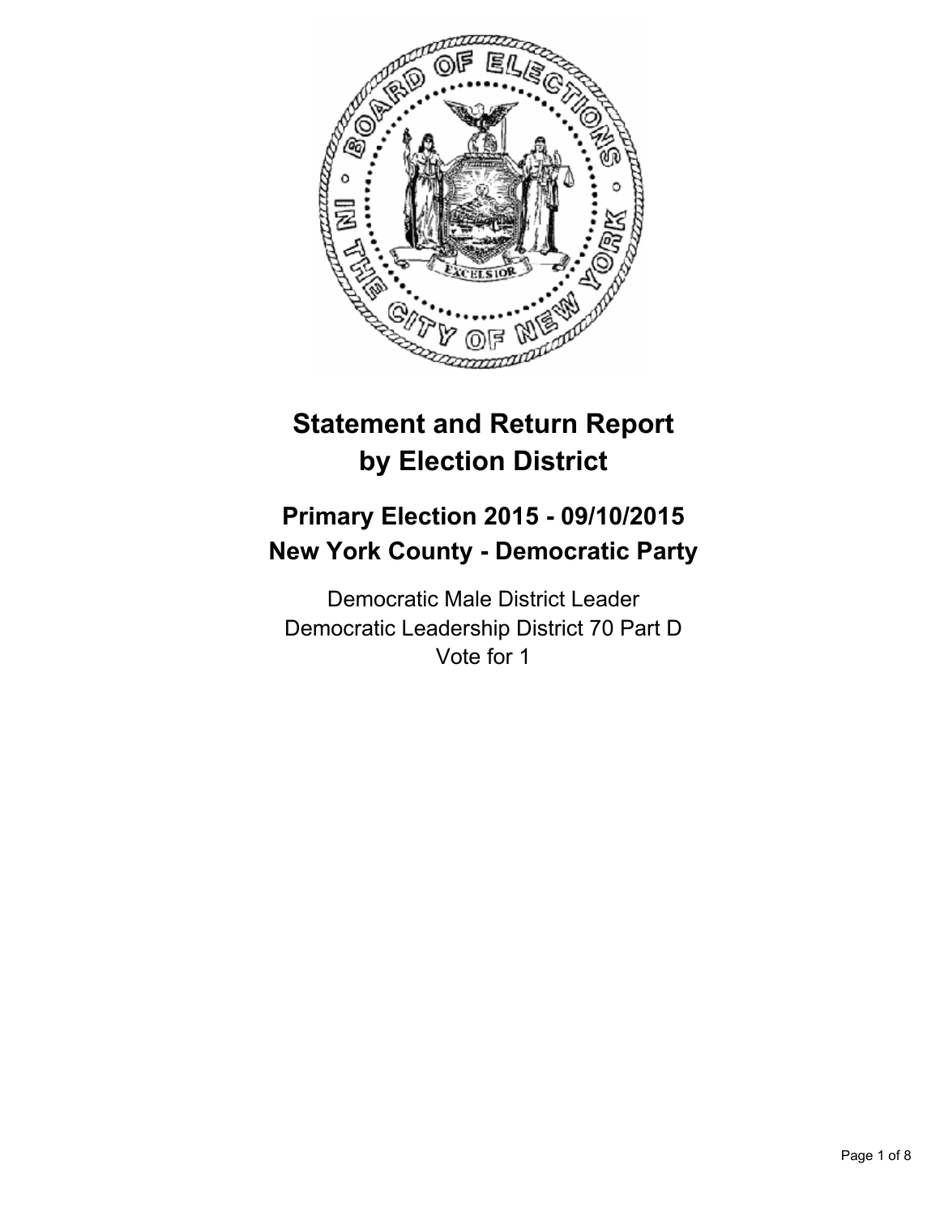# Statement and Return Report by Election District

## Primary Election 2015 - 09/10/2015
## New York County - Democratic Party

Democratic Male District Leader
Democratic Leadership District 70 Part D
Vote for 1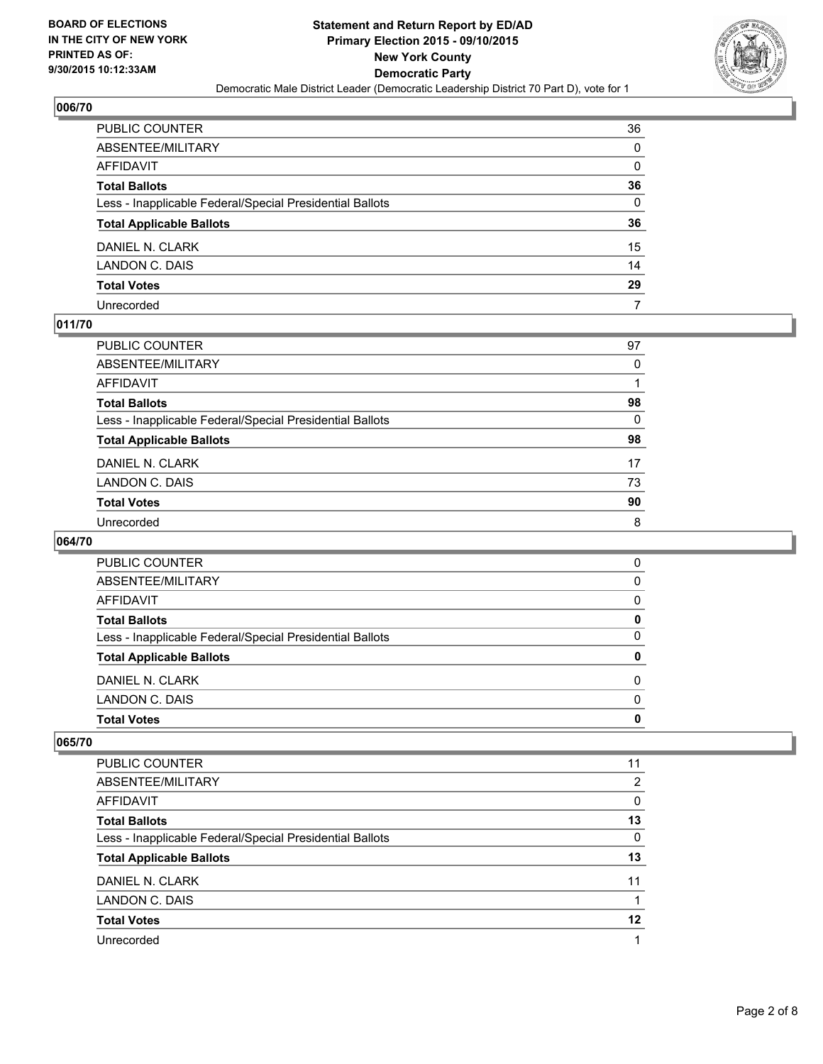**BOARD OF ELECTIONS IN THE CITY OF NEW YORK PRINTED AS OF: 9/30/2015 10:12:33AM**

## Statement and Return Report by ED/AD
## Primary Election 2015 - 09/10/2015
## New York County
## Democratic Party

Democratic Male District Leader (Democratic Leadership District 70 Part D), vote for 1

### 006/70

| | |
|---|---|
| PUBLIC COUNTER | 36 |
| ABSENTEE/MILITARY | 0 |
| AFFIDAVIT | 0 |
| **Total Ballots** | **36** |
| Less - Inapplicable Federal/Special Presidential Ballots | 0 |
| **Total Applicable Ballots** | **36** |
| DANIEL N. CLARK | 15 |
| LANDON C. DAIS | 14 |
| **Total Votes** | **29** |
| Unrecorded | 7 |

### 011/70

| | |
|---|---|
| PUBLIC COUNTER | 97 |
| ABSENTEE/MILITARY | 0 |
| AFFIDAVIT | 1 |
| **Total Ballots** | **98** |
| Less - Inapplicable Federal/Special Presidential Ballots | 0 |
| **Total Applicable Ballots** | **98** |
| DANIEL N. CLARK | 17 |
| LANDON C. DAIS | 73 |
| **Total Votes** | **90** |
| Unrecorded | 8 |

### 064/70

| | |
|---|---|
| PUBLIC COUNTER | 0 |
| ABSENTEE/MILITARY | 0 |
| AFFIDAVIT | 0 |
| **Total Ballots** | **0** |
| Less - Inapplicable Federal/Special Presidential Ballots | 0 |
| **Total Applicable Ballots** | **0** |
| DANIEL N. CLARK | 0 |
| LANDON C. DAIS | 0 |
| **Total Votes** | **0** |

### 065/70

| | |
|---|---|
| PUBLIC COUNTER | 11 |
| ABSENTEE/MILITARY | 2 |
| AFFIDAVIT | 0 |
| **Total Ballots** | **13** |
| Less - Inapplicable Federal/Special Presidential Ballots | 0 |
| **Total Applicable Ballots** | **13** |
| DANIEL N. CLARK | 11 |
| LANDON C. DAIS | 1 |
| **Total Votes** | **12** |
| Unrecorded | 1 |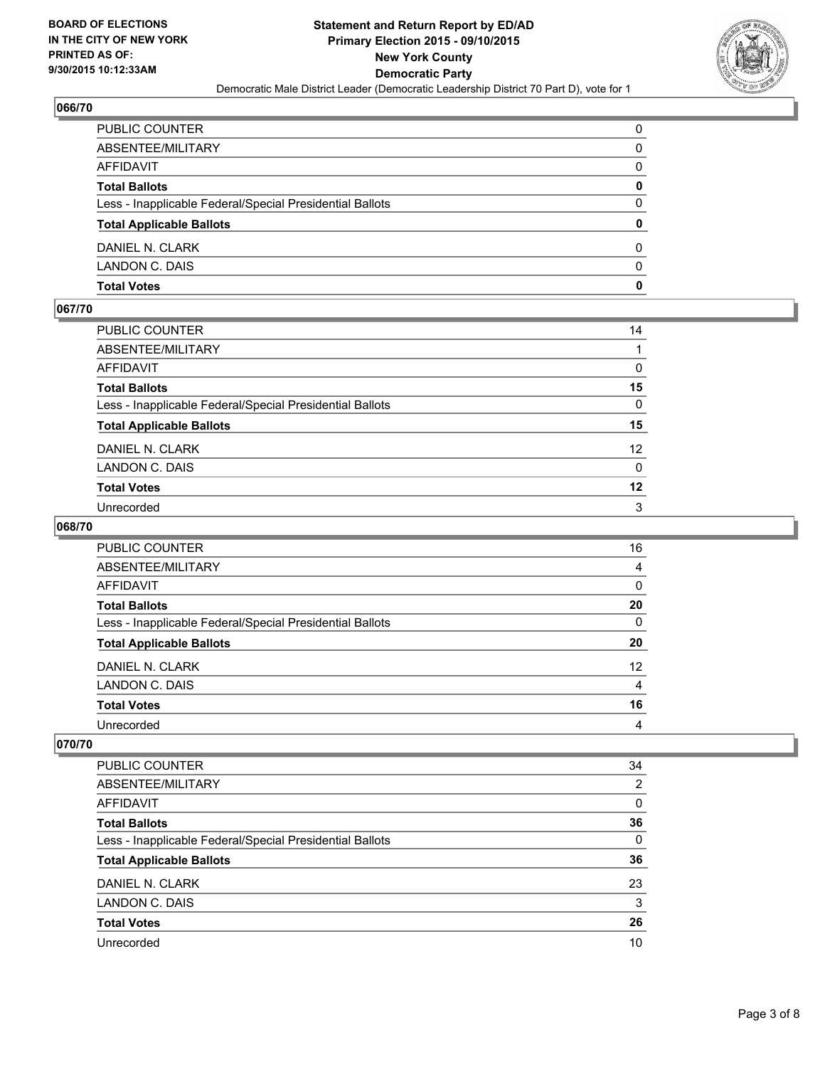### 066/70

| | |
|---|---|
| PUBLIC COUNTER | 0 |
| ABSENTEE/MILITARY | 0 |
| AFFIDAVIT | 0 |
| **Total Ballots** | **0** |
| Less - Inapplicable Federal/Special Presidential Ballots | 0 |
| **Total Applicable Ballots** | **0** |
| DANIEL N. CLARK | 0 |
| LANDON C. DAIS | 0 |
| **Total Votes** | **0** |

### 067/70

| | |
|---|---|
| PUBLIC COUNTER | 14 |
| ABSENTEE/MILITARY | 1 |
| AFFIDAVIT | 0 |
| **Total Ballots** | **15** |
| Less - Inapplicable Federal/Special Presidential Ballots | 0 |
| **Total Applicable Ballots** | **15** |
| DANIEL N. CLARK | 12 |
| LANDON C. DAIS | 0 |
| **Total Votes** | **12** |
| Unrecorded | 3 |

### 068/70

| | |
|---|---|
| PUBLIC COUNTER | 16 |
| ABSENTEE/MILITARY | 4 |
| AFFIDAVIT | 0 |
| **Total Ballots** | **20** |
| Less - Inapplicable Federal/Special Presidential Ballots | 0 |
| **Total Applicable Ballots** | **20** |
| DANIEL N. CLARK | 12 |
| LANDON C. DAIS | 4 |
| **Total Votes** | **16** |
| Unrecorded | 4 |

### 070/70

| | |
|---|---|
| PUBLIC COUNTER | 34 |
| ABSENTEE/MILITARY | 2 |
| AFFIDAVIT | 0 |
| **Total Ballots** | **36** |
| Less - Inapplicable Federal/Special Presidential Ballots | 0 |
| **Total Applicable Ballots** | **36** |
| DANIEL N. CLARK | 23 |
| LANDON C. DAIS | 3 |
| **Total Votes** | **26** |
| Unrecorded | 10 |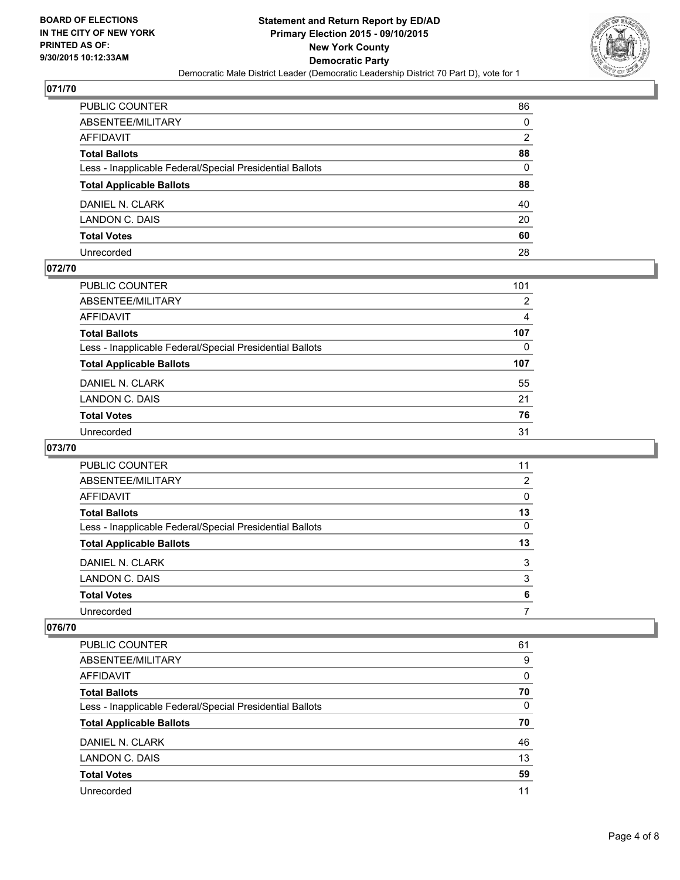## 071/70

| | |
|---|---|
| PUBLIC COUNTER | 86 |
| ABSENTEE/MILITARY | 0 |
| AFFIDAVIT | 2 |
| **Total Ballots** | **88** |
| Less - Inapplicable Federal/Special Presidential Ballots | 0 |
| **Total Applicable Ballots** | **88** |
| DANIEL N. CLARK | 40 |
| LANDON C. DAIS | 20 |
| **Total Votes** | **60** |
| Unrecorded | 28 |

## 072/70

| | |
|---|---|
| PUBLIC COUNTER | 101 |
| ABSENTEE/MILITARY | 2 |
| AFFIDAVIT | 4 |
| **Total Ballots** | **107** |
| Less - Inapplicable Federal/Special Presidential Ballots | 0 |
| **Total Applicable Ballots** | **107** |
| DANIEL N. CLARK | 55 |
| LANDON C. DAIS | 21 |
| **Total Votes** | **76** |
| Unrecorded | 31 |

## 073/70

| | |
|---|---|
| PUBLIC COUNTER | 11 |
| ABSENTEE/MILITARY | 2 |
| AFFIDAVIT | 0 |
| **Total Ballots** | **13** |
| Less - Inapplicable Federal/Special Presidential Ballots | 0 |
| **Total Applicable Ballots** | **13** |
| DANIEL N. CLARK | 3 |
| LANDON C. DAIS | 3 |
| **Total Votes** | **6** |
| Unrecorded | 7 |

## 076/70

| | |
|---|---|
| PUBLIC COUNTER | 61 |
| ABSENTEE/MILITARY | 9 |
| AFFIDAVIT | 0 |
| **Total Ballots** | **70** |
| Less - Inapplicable Federal/Special Presidential Ballots | 0 |
| **Total Applicable Ballots** | **70** |
| DANIEL N. CLARK | 46 |
| LANDON C. DAIS | 13 |
| **Total Votes** | **59** |
| Unrecorded | 11 |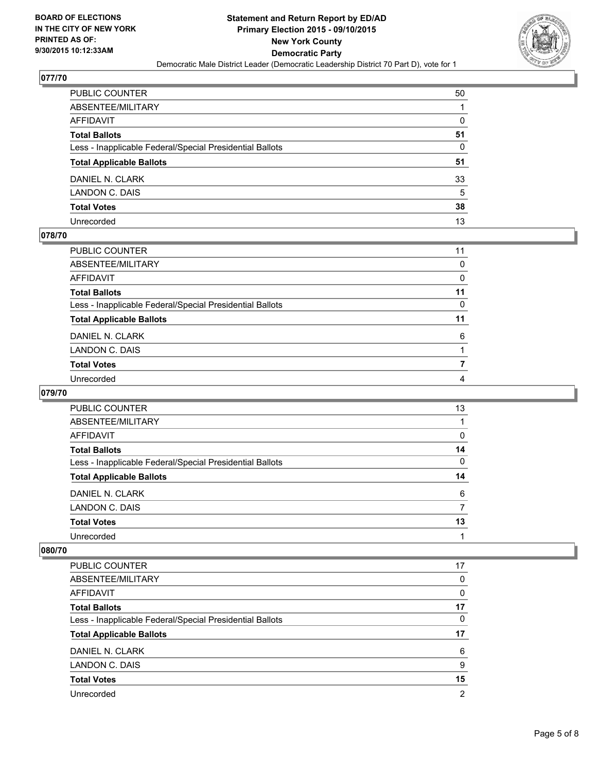## 077/70

| | |
|---|---|
| PUBLIC COUNTER | 50 |
| ABSENTEE/MILITARY | 1 |
| AFFIDAVIT | 0 |
| **Total Ballots** | **51** |
| Less - Inapplicable Federal/Special Presidential Ballots | 0 |
| **Total Applicable Ballots** | **51** |
| DANIEL N. CLARK | 33 |
| LANDON C. DAIS | 5 |
| **Total Votes** | **38** |
| Unrecorded | 13 |

## 078/70

| | |
|---|---|
| PUBLIC COUNTER | 11 |
| ABSENTEE/MILITARY | 0 |
| AFFIDAVIT | 0 |
| **Total Ballots** | **11** |
| Less - Inapplicable Federal/Special Presidential Ballots | 0 |
| **Total Applicable Ballots** | **11** |
| DANIEL N. CLARK | 6 |
| LANDON C. DAIS | 1 |
| **Total Votes** | **7** |
| Unrecorded | 4 |

## 079/70

| | |
|---|---|
| PUBLIC COUNTER | 13 |
| ABSENTEE/MILITARY | 1 |
| AFFIDAVIT | 0 |
| **Total Ballots** | **14** |
| Less - Inapplicable Federal/Special Presidential Ballots | 0 |
| **Total Applicable Ballots** | **14** |
| DANIEL N. CLARK | 6 |
| LANDON C. DAIS | 7 |
| **Total Votes** | **13** |
| Unrecorded | 1 |

## 080/70

| | |
|---|---|
| PUBLIC COUNTER | 17 |
| ABSENTEE/MILITARY | 0 |
| AFFIDAVIT | 0 |
| **Total Ballots** | **17** |
| Less - Inapplicable Federal/Special Presidential Ballots | 0 |
| **Total Applicable Ballots** | **17** |
| DANIEL N. CLARK | 6 |
| LANDON C. DAIS | 9 |
| **Total Votes** | **15** |
| Unrecorded | 2 |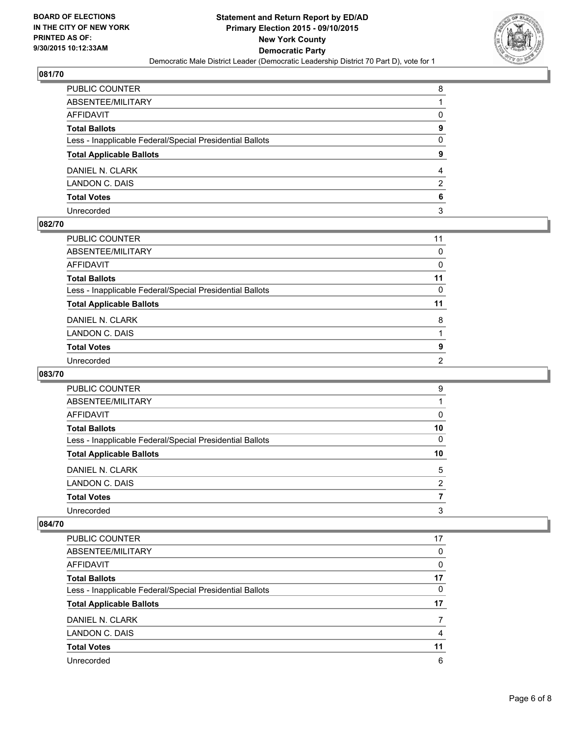**BOARD OF ELECTIONS IN THE CITY OF NEW YORK PRINTED AS OF: 9/30/2015 10:12:33AM**

# Statement and Return Report by ED/AD
## Primary Election 2015 - 09/10/2015
## New York County
## Democratic Party
### Democratic Male District Leader (Democratic Leadership District 70 Part D), vote for 1

### 081/70

| | |
|---|---|
| PUBLIC COUNTER | 8 |
| ABSENTEE/MILITARY | 1 |
| AFFIDAVIT | 0 |
| **Total Ballots** | **9** |
| Less - Inapplicable Federal/Special Presidential Ballots | 0 |
| **Total Applicable Ballots** | **9** |
| DANIEL N. CLARK | 4 |
| LANDON C. DAIS | 2 |
| **Total Votes** | **6** |
| Unrecorded | 3 |

### 082/70

| | |
|---|---|
| PUBLIC COUNTER | 11 |
| ABSENTEE/MILITARY | 0 |
| AFFIDAVIT | 0 |
| **Total Ballots** | **11** |
| Less - Inapplicable Federal/Special Presidential Ballots | 0 |
| **Total Applicable Ballots** | **11** |
| DANIEL N. CLARK | 8 |
| LANDON C. DAIS | 1 |
| **Total Votes** | **9** |
| Unrecorded | 2 |

### 083/70

| | |
|---|---|
| PUBLIC COUNTER | 9 |
| ABSENTEE/MILITARY | 1 |
| AFFIDAVIT | 0 |
| **Total Ballots** | **10** |
| Less - Inapplicable Federal/Special Presidential Ballots | 0 |
| **Total Applicable Ballots** | **10** |
| DANIEL N. CLARK | 5 |
| LANDON C. DAIS | 2 |
| **Total Votes** | **7** |
| Unrecorded | 3 |

### 084/70

| | |
|---|---|
| PUBLIC COUNTER | 17 |
| ABSENTEE/MILITARY | 0 |
| AFFIDAVIT | 0 |
| **Total Ballots** | **17** |
| Less - Inapplicable Federal/Special Presidential Ballots | 0 |
| **Total Applicable Ballots** | **17** |
| DANIEL N. CLARK | 7 |
| LANDON C. DAIS | 4 |
| **Total Votes** | **11** |
| Unrecorded | 6 |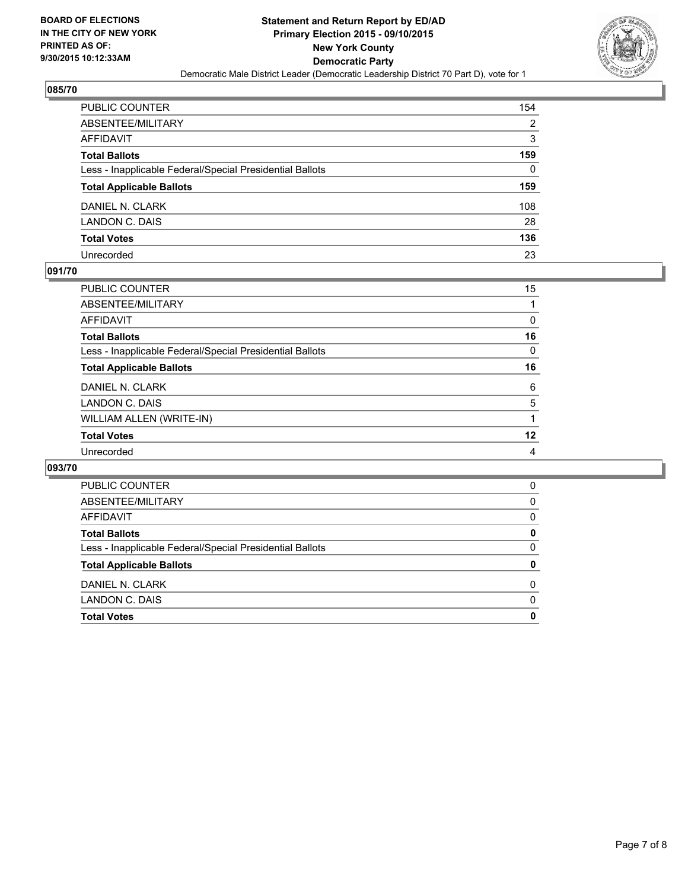**BOARD OF ELECTIONS IN THE CITY OF NEW YORK PRINTED AS OF: 9/30/2015 10:12:33AM**

**Statement and Return Report by ED/AD Primary Election 2015 - 09/10/2015 New York County Democratic Party**

Democratic Male District Leader (Democratic Leadership District 70 Part D), vote for 1

## 085/70

| | |
|---|---|
| PUBLIC COUNTER | 154 |
| ABSENTEE/MILITARY | 2 |
| AFFIDAVIT | 3 |
| **Total Ballots** | **159** |
| Less - Inapplicable Federal/Special Presidential Ballots | 0 |
| **Total Applicable Ballots** | **159** |
| DANIEL N. CLARK | 108 |
| LANDON C. DAIS | 28 |
| **Total Votes** | **136** |
| Unrecorded | 23 |

## 091/70

| | |
|---|---|
| PUBLIC COUNTER | 15 |
| ABSENTEE/MILITARY | 1 |
| AFFIDAVIT | 0 |
| **Total Ballots** | **16** |
| Less - Inapplicable Federal/Special Presidential Ballots | 0 |
| **Total Applicable Ballots** | **16** |
| DANIEL N. CLARK | 6 |
| LANDON C. DAIS | 5 |
| WILLIAM ALLEN (WRITE-IN) | 1 |
| **Total Votes** | **12** |
| Unrecorded | 4 |

## 093/70

| | |
|---|---|
| PUBLIC COUNTER | 0 |
| ABSENTEE/MILITARY | 0 |
| AFFIDAVIT | 0 |
| **Total Ballots** | **0** |
| Less - Inapplicable Federal/Special Presidential Ballots | 0 |
| **Total Applicable Ballots** | **0** |
| DANIEL N. CLARK | 0 |
| LANDON C. DAIS | 0 |
| **Total Votes** | **0** |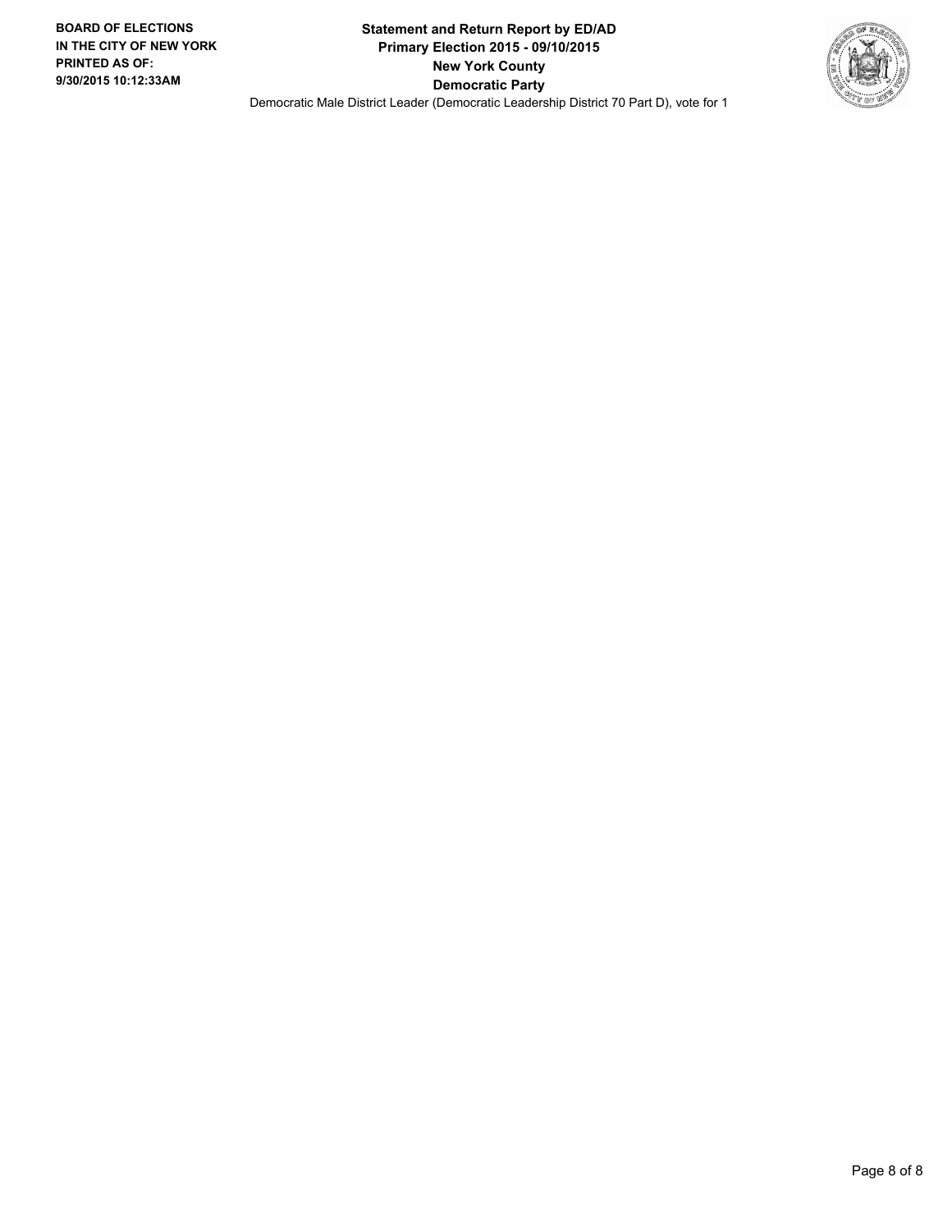**BOARD OF ELECTIONS IN THE CITY OF NEW YORK**
**PRINTED AS OF: 9/30/2015 10:12:33AM**

**Statement and Return Report by ED/AD**
**Primary Election 2015 - 09/10/2015**
**New York County**
**Democratic Party**

Democratic Male District Leader (Democratic Leadership District 70 Part D), vote for 1